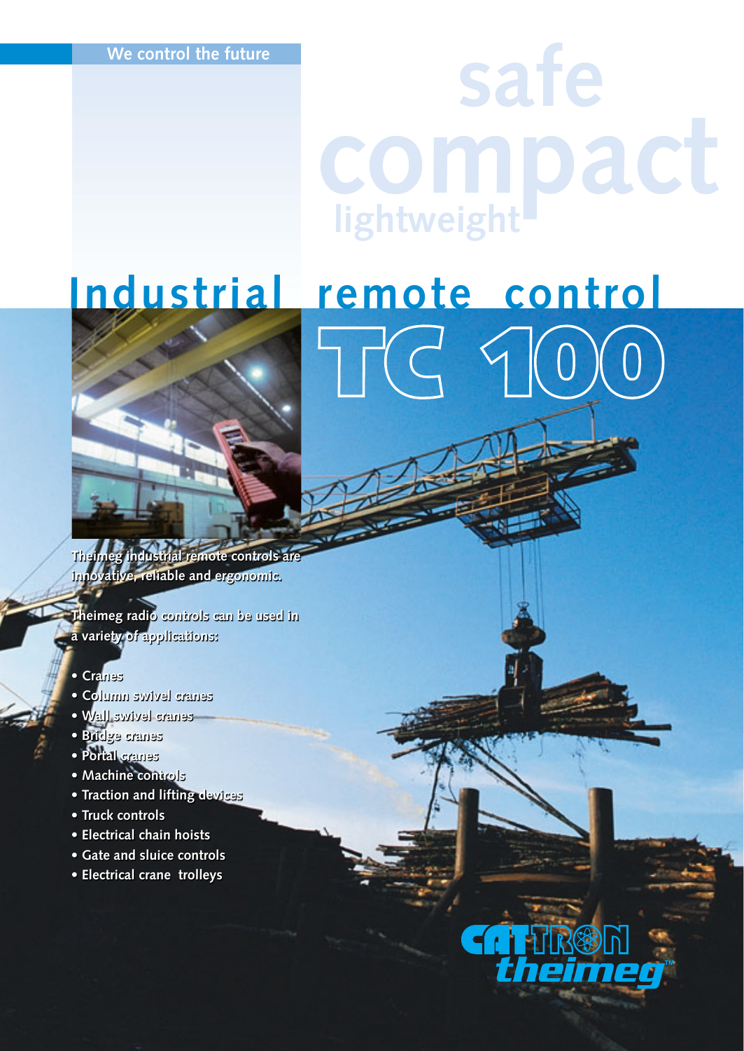We control the future

safe
compact
lightweight

# Industrial remote control TC 100

**Theimeg industrial remote controls are innovative, reliable and ergonomic.**

**Theimeg radio controls can be used in a variety of applications:**

- **Cranes**
- **Column swivel cranes**
- **Wall swivel cranes**
- **Bridge cranes**
- **Portal cranes**
- **Machine controls**
- **Traction and lifting devices**
- **Truck controls**
- **Electrical chain hoists**
- **Gate and sluice controls**
- **Electrical crane trolleys**

CATTRON theimeg™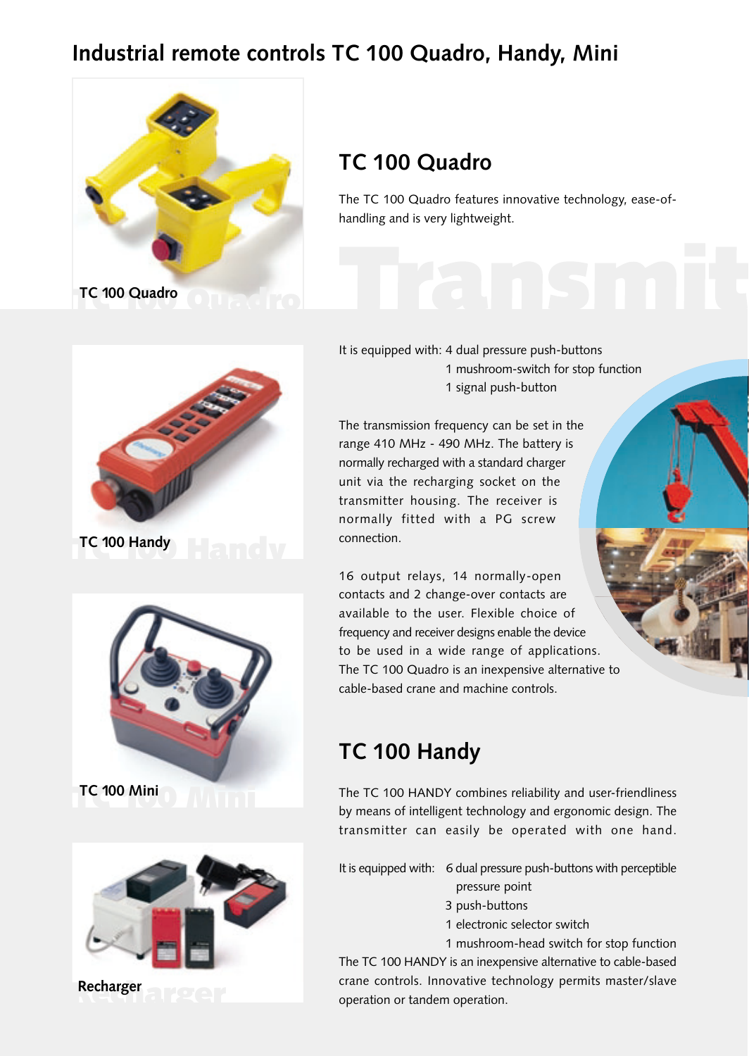# Industrial remote controls TC 100 Quadro, Handy, Mini

TC 100 Quadro

TC 100 Handy

TC 100 Mini

Recharger

## TC 100 Quadro

The TC 100 Quadro features innovative technology, ease-of-handling and is very lightweight.

It is equipped with: 4 dual pressure push-buttons
1 mushroom-switch for stop function
1 signal push-button

The transmission frequency can be set in the range 410 MHz - 490 MHz. The battery is normally recharged with a standard charger unit via the recharging socket on the transmitter housing. The receiver is normally fitted with a PG screw connection.

16 output relays, 14 normally-open contacts and 2 change-over contacts are available to the user. Flexible choice of frequency and receiver designs enable the device to be used in a wide range of applications. The TC 100 Quadro is an inexpensive alternative to cable-based crane and machine controls.

## TC 100 Handy

The TC 100 HANDY combines reliability and user-friendliness by means of intelligent technology and ergonomic design. The transmitter can easily be operated with one hand.

It is equipped with: 6 dual pressure push-buttons with perceptible pressure point
3 push-buttons
1 electronic selector switch
1 mushroom-head switch for stop function

The TC 100 HANDY is an inexpensive alternative to cable-based crane controls. Innovative technology permits master/slave operation or tandem operation.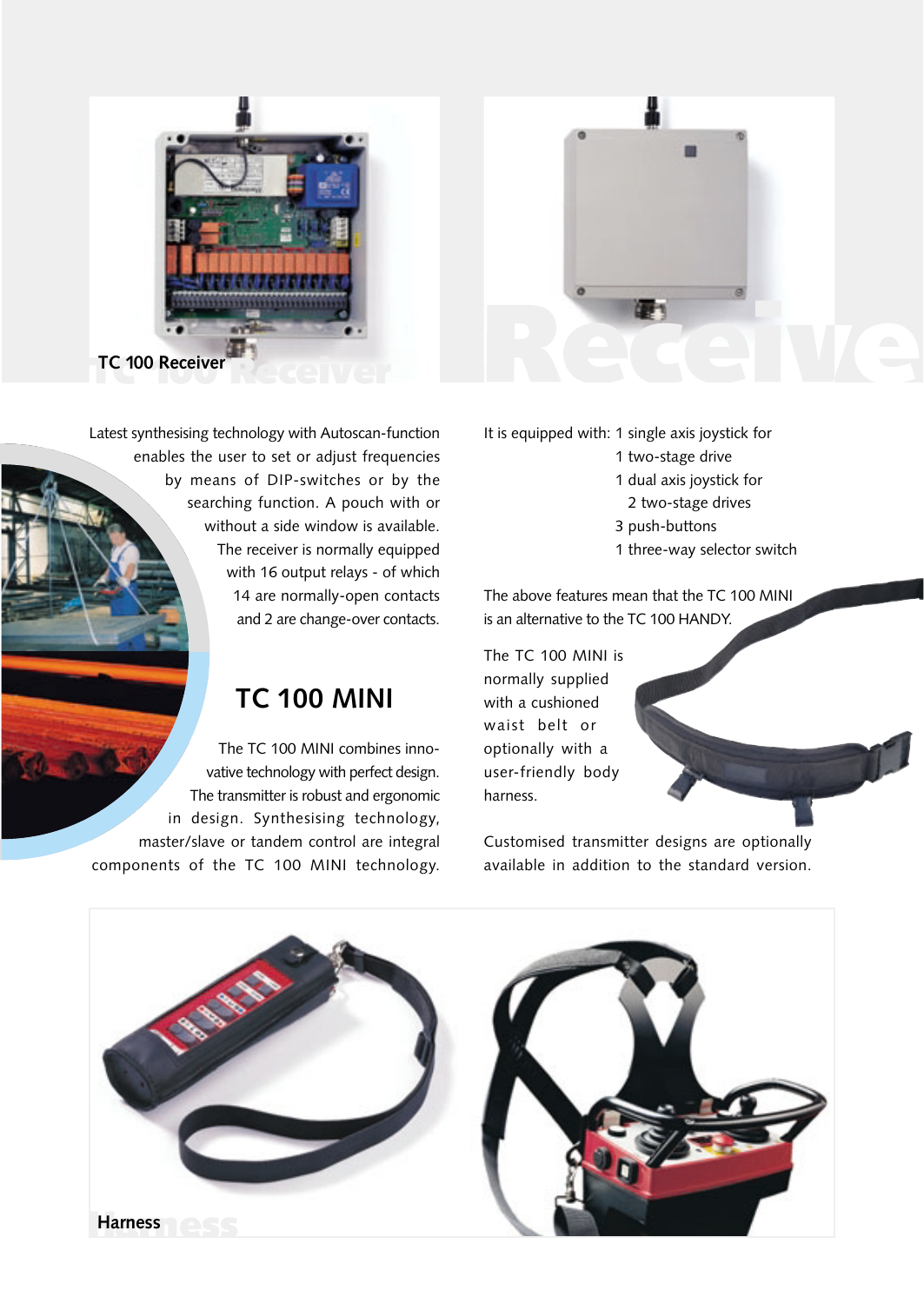TC 100 Receiver

Latest synthesising technology with Autoscan-function enables the user to set or adjust frequencies by means of DIP-switches or by the searching function. A pouch with or without a side window is available. The receiver is normally equipped with 16 output relays - of which 14 are normally-open contacts and 2 are change-over contacts.

## TC 100 MINI

The TC 100 MINI combines innovative technology with perfect design. The transmitter is robust and ergonomic in design. Synthesising technology, master/slave or tandem control are integral components of the TC 100 MINI technology.

It is equipped with:
- 1 single axis joystick for 1 two-stage drive
- 1 dual axis joystick for 2 two-stage drives
- 3 push-buttons
- 1 three-way selector switch

The above features mean that the TC 100 MINI is an alternative to the TC 100 HANDY.

The TC 100 MINI is normally supplied with a cushioned waist belt or optionally with a user-friendly body harness.

Customised transmitter designs are optionally available in addition to the standard version.

Harness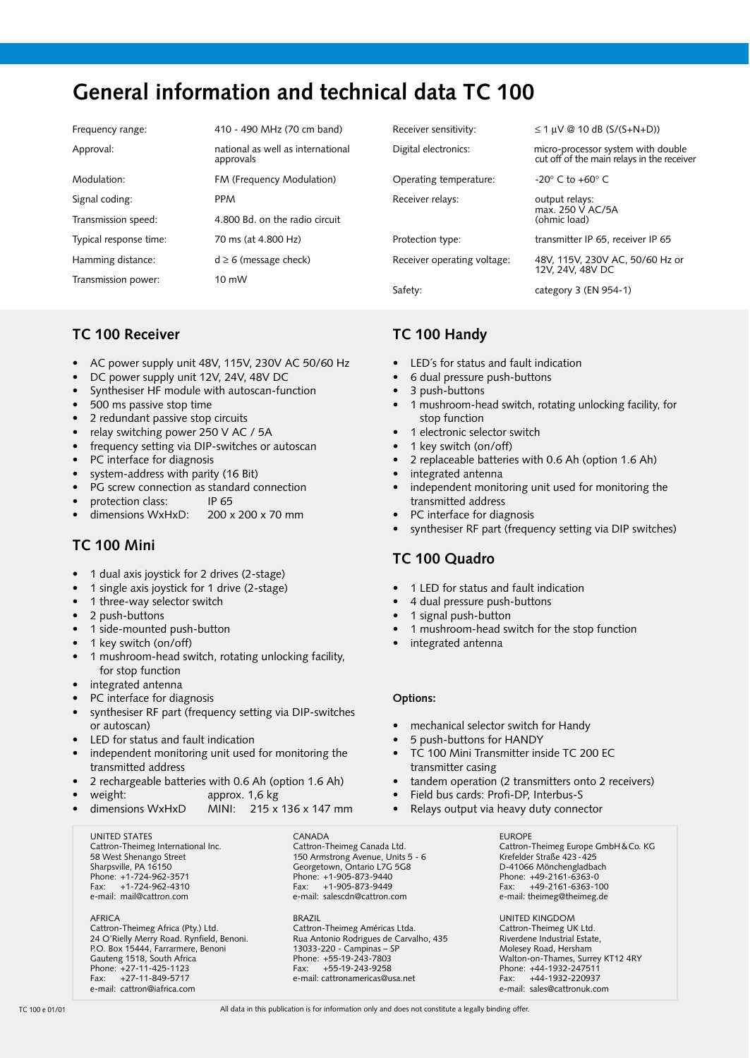# General information and technical data TC 100

| | | | |
|---|---|---|---|
| Frequency range: | 410 - 490 MHz (70 cm band) | Receiver sensitivity: | ≤ 1 µV @ 10 dB (S/(S+N+D)) |
| Approval: | national as well as international approvals | Digital electronics: | micro-processor system with double cut off of the main relays in the receiver |
| Modulation: | FM (Frequency Modulation) | Operating temperature: | -20° C to +60° C |
| Signal coding: | PPM | Receiver relays: | output relays: max. 250 V AC/5A (ohmic load) |
| Transmission speed: | 4.800 Bd. on the radio circuit | | |
| Typical response time: | 70 ms (at 4.800 Hz) | Protection type: | transmitter IP 65, receiver IP 65 |
| Hamming distance: | d ≥ 6 (message check) | Receiver operating voltage: | 48V, 115V, 230V AC, 50/60 Hz or 12V, 24V, 48V DC |
| Transmission power: | 10 mW | Safety: | category 3 (EN 954-1) |

## TC 100 Receiver

- AC power supply unit 48V, 115V, 230V AC 50/60 Hz
- DC power supply unit 12V, 24V, 48V DC
- Synthesiser HF module with autoscan-function
- 500 ms passive stop time
- 2 redundant passive stop circuits
- relay switching power 250 V AC / 5A
- frequency setting via DIP-switches or autoscan
- PC interface for diagnosis
- system-address with parity (16 Bit)
- PG screw connection as standard connection
- protection class: IP 65
- dimensions WxHxD: 200 x 200 x 70 mm

## TC 100 Mini

- 1 dual axis joystick for 2 drives (2-stage)
- 1 single axis joystick for 1 drive (2-stage)
- 1 three-way selector switch
- 2 push-buttons
- 1 side-mounted push-button
- 1 key switch (on/off)
- 1 mushroom-head switch, rotating unlocking facility, for stop function
- integrated antenna
- PC interface for diagnosis
- synthesiser RF part (frequency setting via DIP-switches or autoscan)
- LED for status and fault indication
- independent monitoring unit used for monitoring the transmitted address
- 2 rechargeable batteries with 0.6 Ah (option 1.6 Ah)
- weight: approx. 1,6 kg
- dimensions WxHxD MINI: 215 x 136 x 147 mm

## TC 100 Handy

- LED´s for status and fault indication
- 6 dual pressure push-buttons
- 3 push-buttons
- 1 mushroom-head switch, rotating unlocking facility, for stop function
- 1 electronic selector switch
- 1 key switch (on/off)
- 2 replaceable batteries with 0.6 Ah (option 1.6 Ah)
- integrated antenna
- independent monitoring unit used for monitoring the transmitted address
- PC interface for diagnosis
- synthesiser RF part (frequency setting via DIP switches)

## TC 100 Quadro

- 1 LED for status and fault indication
- 4 dual pressure push-buttons
- 1 signal push-button
- 1 mushroom-head switch for the stop function
- integrated antenna

**Options:**

- mechanical selector switch for Handy
- 5 push-buttons for HANDY
- TC 100 Mini Transmitter inside TC 200 EC transmitter casing
- tandem operation (2 transmitters onto 2 receivers)
- Field bus cards: Profi-DP, Interbus-S
- Relays output via heavy duty connector

UNITED STATES
Cattron-Theimeg International Inc.
58 West Shenango Street
Sharpsville, PA 16150
Phone: +1-724-962-3571
Fax: +1-724-962-4310
e-mail: mail@cattron.com

CANADA
Cattron-Theimeg Canada Ltd.
150 Armstrong Avenue, Units 5 - 6
Georgetown, Ontario L7G 5G8
Phone: +1-905-873-9440
Fax: +1-905-873-9449
e-mail: salescdn@cattron.com

EUROPE
Cattron-Theimeg Europe GmbH & Co. KG
Krefelder Straße 423 - 425
D-41066 Mönchengladbach
Phone: +49-2161-6363-0
Fax: +49-2161-6363-100
e-mail: theimeg@theimeg.de

AFRICA
Cattron-Theimeg Africa (Pty.) Ltd.
24 O'Rielly Merry Road. Rynfield, Benoni.
P.O. Box 15444, Farrarmere, Benoni
Gauteng 1518, South Africa
Phone: +27-11-425-1123
Fax: +27-11-849-5717
e-mail: cattron@iafrica.com

BRAZIL
Cattron-Theimeg Américas Ltda.
Rua Antonio Rodrigues de Carvalho, 435
13033-220 - Campinas – SP
Phone: +55-19-243-7803
Fax: +55-19-243-9258
e-mail: cattronamericas@usa.net

UNITED KINGDOM
Cattron-Theimeg UK Ltd.
Riverdene Industrial Estate,
Molesey Road, Hersham
Walton-on-Thames, Surrey KT12 4RY
Phone: +44-1932-247511
Fax: +44-1932-220937
e-mail: sales@cattronuk.com

TC 100 e 01/01

All data in this publication is for information only and does not constitute a legally binding offer.